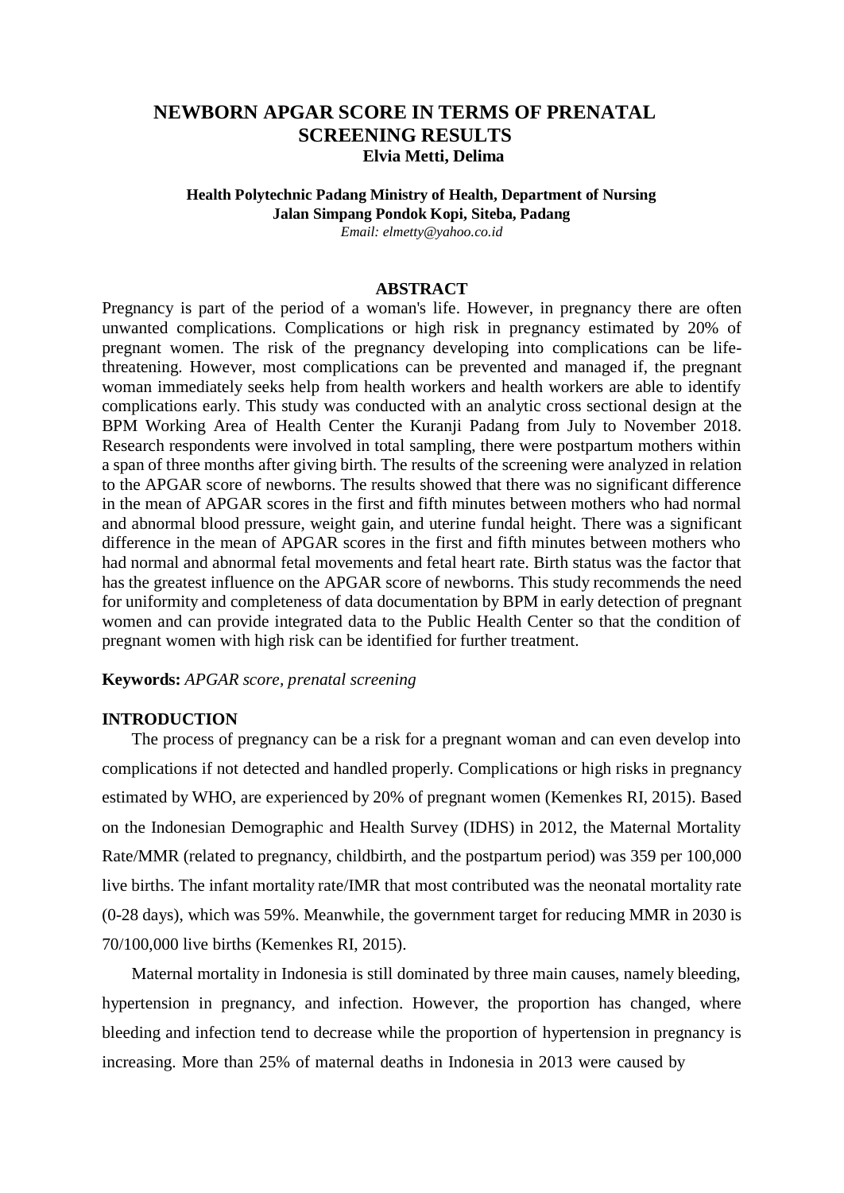# NEWBORN APGAR SCORE IN TERMS OF PRENATAL SCREENING RESULTS

**Elvia Metti, Delima**

**Health Polytechnic Padang Ministry of Health, Department of Nursing**
**Jalan Simpang Pondok Kopi, Siteba, Padang**
*Email: elmetty@yahoo.co.id*

## ABSTRACT

Pregnancy is part of the period of a woman's life. However, in pregnancy there are often unwanted complications. Complications or high risk in pregnancy estimated by 20% of pregnant women. The risk of the pregnancy developing into complications can be life-threatening. However, most complications can be prevented and managed if, the pregnant woman immediately seeks help from health workers and health workers are able to identify complications early. This study was conducted with an analytic cross sectional design at the BPM Working Area of Health Center the Kuranji Padang from July to November 2018. Research respondents were involved in total sampling, there were postpartum mothers within a span of three months after giving birth. The results of the screening were analyzed in relation to the APGAR score of newborns. The results showed that there was no significant difference in the mean of APGAR scores in the first and fifth minutes between mothers who had normal and abnormal blood pressure, weight gain, and uterine fundal height. There was a significant difference in the mean of APGAR scores in the first and fifth minutes between mothers who had normal and abnormal fetal movements and fetal heart rate. Birth status was the factor that has the greatest influence on the APGAR score of newborns. This study recommends the need for uniformity and completeness of data documentation by BPM in early detection of pregnant women and can provide integrated data to the Public Health Center so that the condition of pregnant women with high risk can be identified for further treatment.

**Keywords:** *APGAR score, prenatal screening*

## INTRODUCTION

The process of pregnancy can be a risk for a pregnant woman and can even develop into complications if not detected and handled properly. Complications or high risks in pregnancy estimated by WHO, are experienced by 20% of pregnant women (Kemenkes RI, 2015). Based on the Indonesian Demographic and Health Survey (IDHS) in 2012, the Maternal Mortality Rate/MMR (related to pregnancy, childbirth, and the postpartum period) was 359 per 100,000 live births. The infant mortality rate/IMR that most contributed was the neonatal mortality rate (0-28 days), which was 59%. Meanwhile, the government target for reducing MMR in 2030 is 70/100,000 live births (Kemenkes RI, 2015).

Maternal mortality in Indonesia is still dominated by three main causes, namely bleeding, hypertension in pregnancy, and infection. However, the proportion has changed, where bleeding and infection tend to decrease while the proportion of hypertension in pregnancy is increasing. More than 25% of maternal deaths in Indonesia in 2013 were caused by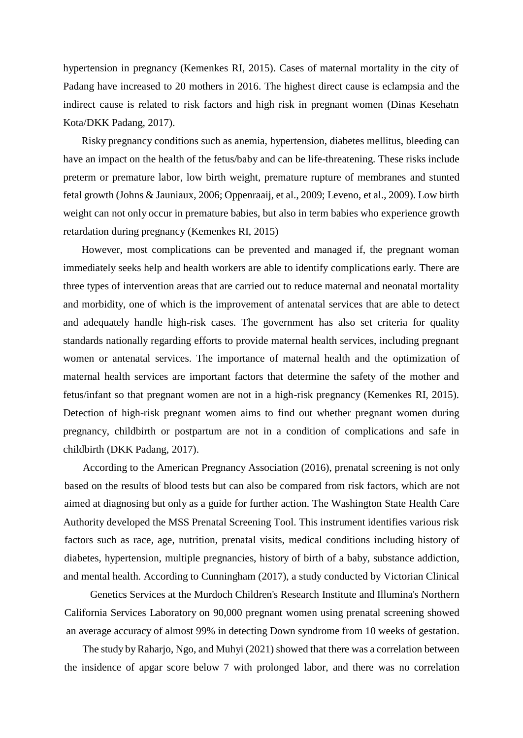hypertension in pregnancy (Kemenkes RI, 2015). Cases of maternal mortality in the city of Padang have increased to 20 mothers in 2016. The highest direct cause is eclampsia and the indirect cause is related to risk factors and high risk in pregnant women (Dinas Kesehatn Kota/DKK Padang, 2017).

Risky pregnancy conditions such as anemia, hypertension, diabetes mellitus, bleeding can have an impact on the health of the fetus/baby and can be life-threatening. These risks include preterm or premature labor, low birth weight, premature rupture of membranes and stunted fetal growth (Johns & Jauniaux, 2006; Oppenraaij, et al., 2009; Leveno, et al., 2009). Low birth weight can not only occur in premature babies, but also in term babies who experience growth retardation during pregnancy (Kemenkes RI, 2015)

However, most complications can be prevented and managed if, the pregnant woman immediately seeks help and health workers are able to identify complications early. There are three types of intervention areas that are carried out to reduce maternal and neonatal mortality and morbidity, one of which is the improvement of antenatal services that are able to detect and adequately handle high-risk cases. The government has also set criteria for quality standards nationally regarding efforts to provide maternal health services, including pregnant women or antenatal services. The importance of maternal health and the optimization of maternal health services are important factors that determine the safety of the mother and fetus/infant so that pregnant women are not in a high-risk pregnancy (Kemenkes RI, 2015). Detection of high-risk pregnant women aims to find out whether pregnant women during pregnancy, childbirth or postpartum are not in a condition of complications and safe in childbirth (DKK Padang, 2017).

According to the American Pregnancy Association (2016), prenatal screening is not only based on the results of blood tests but can also be compared from risk factors, which are not aimed at diagnosing but only as a guide for further action. The Washington State Health Care Authority developed the MSS Prenatal Screening Tool. This instrument identifies various risk factors such as race, age, nutrition, prenatal visits, medical conditions including history of diabetes, hypertension, multiple pregnancies, history of birth of a baby, substance addiction, and mental health. According to Cunningham (2017), a study conducted by Victorian Clinical Genetics Services at the Murdoch Children's Research Institute and Illumina's Northern California Services Laboratory on 90,000 pregnant women using prenatal screening showed an average accuracy of almost 99% in detecting Down syndrome from 10 weeks of gestation.

The study by Raharjo, Ngo, and Muhyi (2021) showed that there was a correlation between the insidence of apgar score below 7 with prolonged labor, and there was no correlation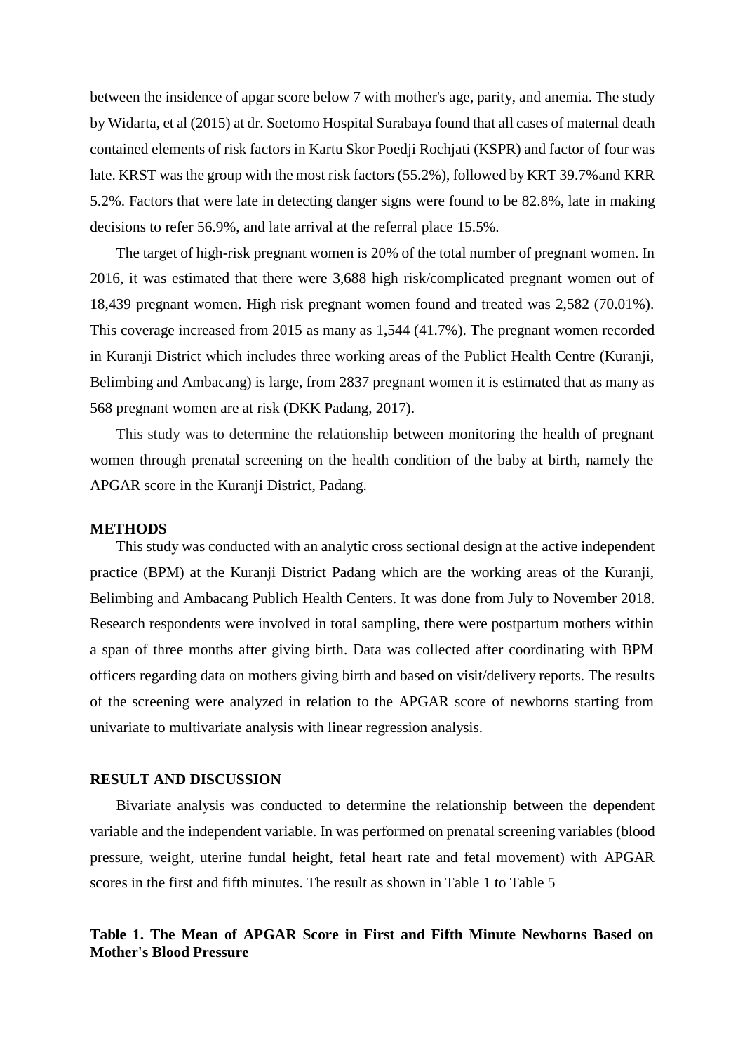between the insidence of apgar score below 7 with mother's age, parity, and anemia. The study by Widarta, et al (2015) at dr. Soetomo Hospital Surabaya found that all cases of maternal death contained elements of risk factors in Kartu Skor Poedji Rochjati (KSPR) and factor of four was late. KRST was the group with the most risk factors (55.2%), followed by KRT 39.7%and KRR 5.2%. Factors that were late in detecting danger signs were found to be 82.8%, late in making decisions to refer 56.9%, and late arrival at the referral place 15.5%.

The target of high-risk pregnant women is 20% of the total number of pregnant women. In 2016, it was estimated that there were 3,688 high risk/complicated pregnant women out of 18,439 pregnant women. High risk pregnant women found and treated was 2,582 (70.01%). This coverage increased from 2015 as many as 1,544 (41.7%). The pregnant women recorded in Kuranji District which includes three working areas of the Publict Health Centre (Kuranji, Belimbing and Ambacang) is large, from 2837 pregnant women it is estimated that as many as 568 pregnant women are at risk (DKK Padang, 2017).

This study was to determine the relationship between monitoring the health of pregnant women through prenatal screening on the health condition of the baby at birth, namely the APGAR score in the Kuranji District, Padang.

## METHODS

This study was conducted with an analytic cross sectional design at the active independent practice (BPM) at the Kuranji District Padang which are the working areas of the Kuranji, Belimbing and Ambacang Publich Health Centers. It was done from July to November 2018. Research respondents were involved in total sampling, there were postpartum mothers within a span of three months after giving birth. Data was collected after coordinating with BPM officers regarding data on mothers giving birth and based on visit/delivery reports. The results of the screening were analyzed in relation to the APGAR score of newborns starting from univariate to multivariate analysis with linear regression analysis.

## RESULT AND DISCUSSION

Bivariate analysis was conducted to determine the relationship between the dependent variable and the independent variable. In was performed on prenatal screening variables (blood pressure, weight, uterine fundal height, fetal heart rate and fetal movement) with APGAR scores in the first and fifth minutes. The result as shown in Table 1 to Table 5

**Table 1. The Mean of APGAR Score in First and Fifth Minute Newborns Based on Mother's Blood Pressure**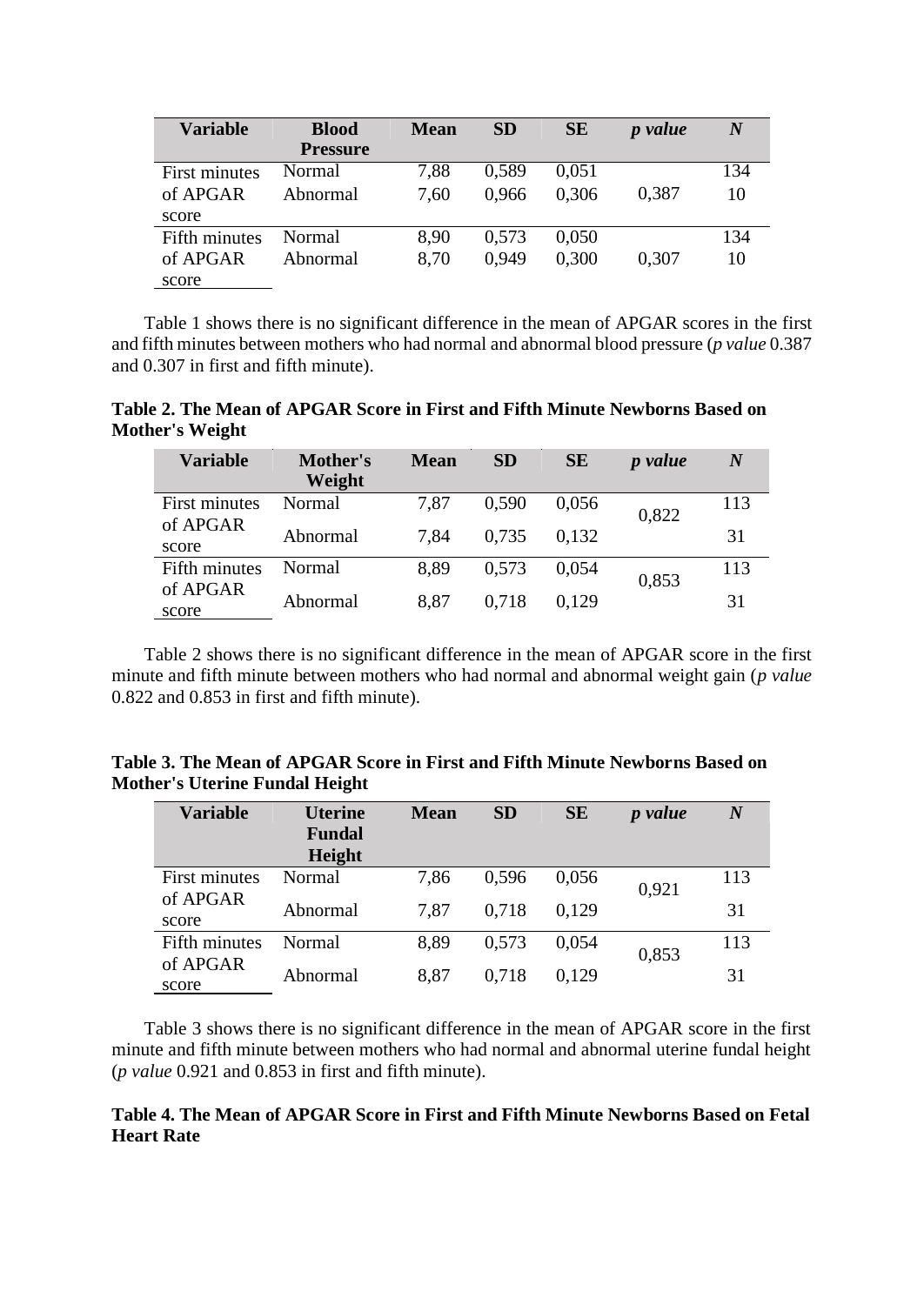| Variable | Blood Pressure | Mean | SD | SE | *p value* | *N* |
|---|---|---|---|---|---|---|
| First minutes of APGAR score | Normal | 7,88 | 0,589 | 0,051 | 0,387 | 134 |
| | Abnormal | 7,60 | 0,966 | 0,306 | | 10 |
| Fifth minutes of APGAR score | Normal | 8,90 | 0,573 | 0,050 | 0,307 | 134 |
| | Abnormal | 8,70 | 0,949 | 0,300 | | 10 |

Table 1 shows there is no significant difference in the mean of APGAR scores in the first and fifth minutes between mothers who had normal and abnormal blood pressure (*p value* 0.387 and 0.307 in first and fifth minute).

**Table 2. The Mean of APGAR Score in First and Fifth Minute Newborns Based on Mother's Weight**

| Variable | Mother's Weight | Mean | SD | SE | *p value* | *N* |
|---|---|---|---|---|---|---|
| First minutes of APGAR score | Normal | 7,87 | 0,590 | 0,056 | 0,822 | 113 |
| | Abnormal | 7,84 | 0,735 | 0,132 | | 31 |
| Fifth minutes of APGAR score | Normal | 8,89 | 0,573 | 0,054 | 0,853 | 113 |
| | Abnormal | 8,87 | 0,718 | 0,129 | | 31 |

Table 2 shows there is no significant difference in the mean of APGAR score in the first minute and fifth minute between mothers who had normal and abnormal weight gain (*p value* 0.822 and 0.853 in first and fifth minute).

**Table 3. The Mean of APGAR Score in First and Fifth Minute Newborns Based on Mother's Uterine Fundal Height**

| Variable | Uterine Fundal Height | Mean | SD | SE | *p value* | *N* |
|---|---|---|---|---|---|---|
| First minutes of APGAR score | Normal | 7,86 | 0,596 | 0,056 | 0,921 | 113 |
| | Abnormal | 7,87 | 0,718 | 0,129 | | 31 |
| Fifth minutes of APGAR score | Normal | 8,89 | 0,573 | 0,054 | 0,853 | 113 |
| | Abnormal | 8,87 | 0,718 | 0,129 | | 31 |

Table 3 shows there is no significant difference in the mean of APGAR score in the first minute and fifth minute between mothers who had normal and abnormal uterine fundal height (*p value* 0.921 and 0.853 in first and fifth minute).

**Table 4. The Mean of APGAR Score in First and Fifth Minute Newborns Based on Fetal Heart Rate**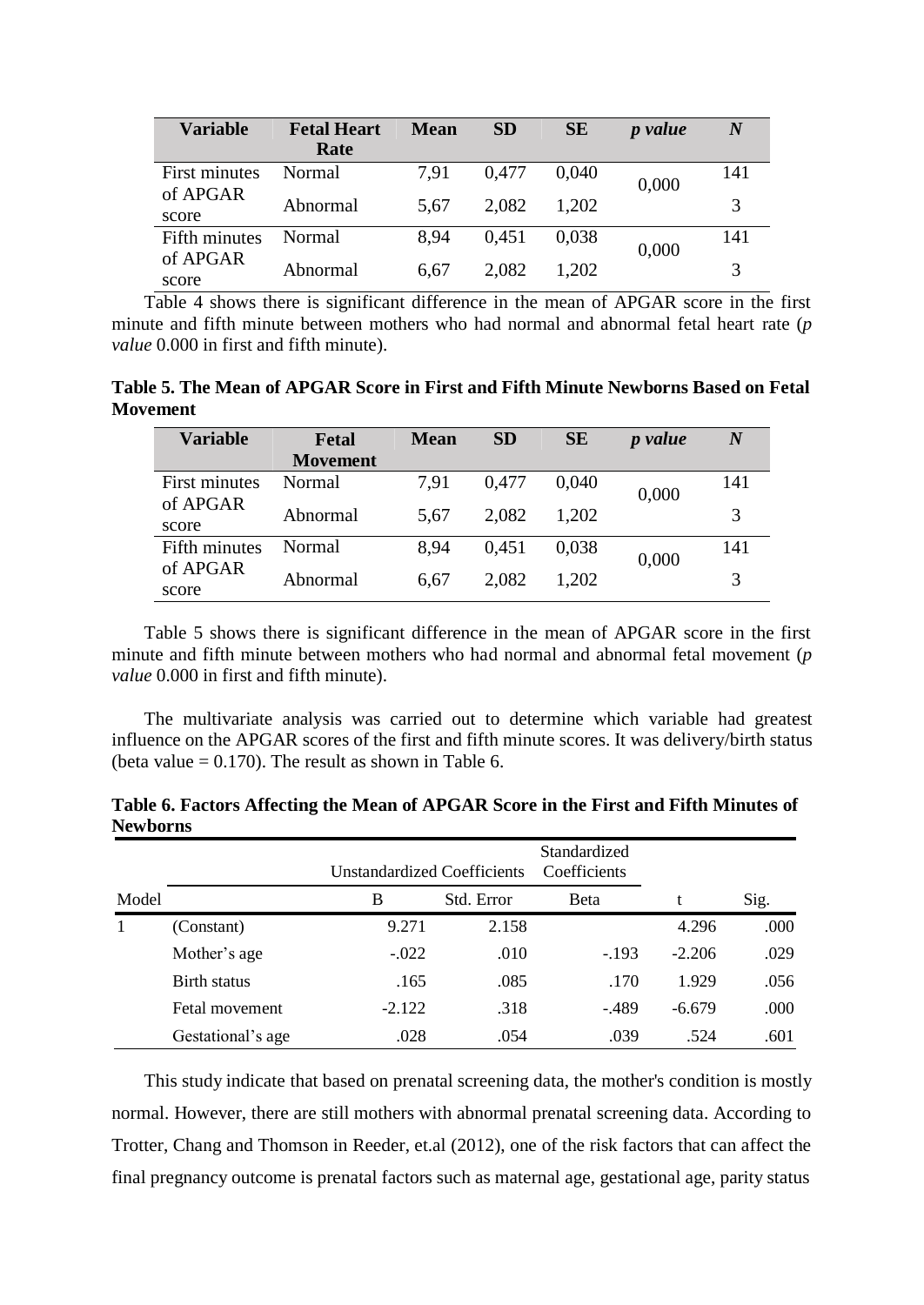| Variable | Fetal Heart Rate | Mean | SD | SE | *p value* | *N* |
|---|---|---|---|---|---|---|
| First minutes of APGAR score | Normal | 7,91 | 0,477 | 0,040 | 0,000 | 141 |
| | Abnormal | 5,67 | 2,082 | 1,202 | | 3 |
| Fifth minutes of APGAR score | Normal | 8,94 | 0,451 | 0,038 | 0,000 | 141 |
| | Abnormal | 6,67 | 2,082 | 1,202 | | 3 |

Table 4 shows there is significant difference in the mean of APGAR score in the first minute and fifth minute between mothers who had normal and abnormal fetal heart rate (*p value* 0.000 in first and fifth minute).

**Table 5. The Mean of APGAR Score in First and Fifth Minute Newborns Based on Fetal Movement**

| Variable | Fetal Movement | Mean | SD | SE | *p value* | *N* |
|---|---|---|---|---|---|---|
| First minutes of APGAR score | Normal | 7,91 | 0,477 | 0,040 | 0,000 | 141 |
| | Abnormal | 5,67 | 2,082 | 1,202 | | 3 |
| Fifth minutes of APGAR score | Normal | 8,94 | 0,451 | 0,038 | 0,000 | 141 |
| | Abnormal | 6,67 | 2,082 | 1,202 | | 3 |

Table 5 shows there is significant difference in the mean of APGAR score in the first minute and fifth minute between mothers who had normal and abnormal fetal movement (*p value* 0.000 in first and fifth minute).

The multivariate analysis was carried out to determine which variable had greatest influence on the APGAR scores of the first and fifth minute scores. It was delivery/birth status (beta value = 0.170). The result as shown in Table 6.

**Table 6. Factors Affecting the Mean of APGAR Score in the First and Fifth Minutes of Newborns**

| Model | | Unstandardized Coefficients | | Standardized Coefficients | | |
|---|---|---|---|---|---|---|
| | | B | Std. Error | Beta | t | Sig. |
| 1 | (Constant) | 9.271 | 2.158 | | 4.296 | .000 |
| | Mother's age | -.022 | .010 | -.193 | -2.206 | .029 |
| | Birth status | .165 | .085 | .170 | 1.929 | .056 |
| | Fetal movement | -2.122 | .318 | -.489 | -6.679 | .000 |
| | Gestational's age | .028 | .054 | .039 | .524 | .601 |

This study indicate that based on prenatal screening data, the mother's condition is mostly normal. However, there are still mothers with abnormal prenatal screening data. According to Trotter, Chang and Thomson in Reeder, et.al (2012), one of the risk factors that can affect the final pregnancy outcome is prenatal factors such as maternal age, gestational age, parity status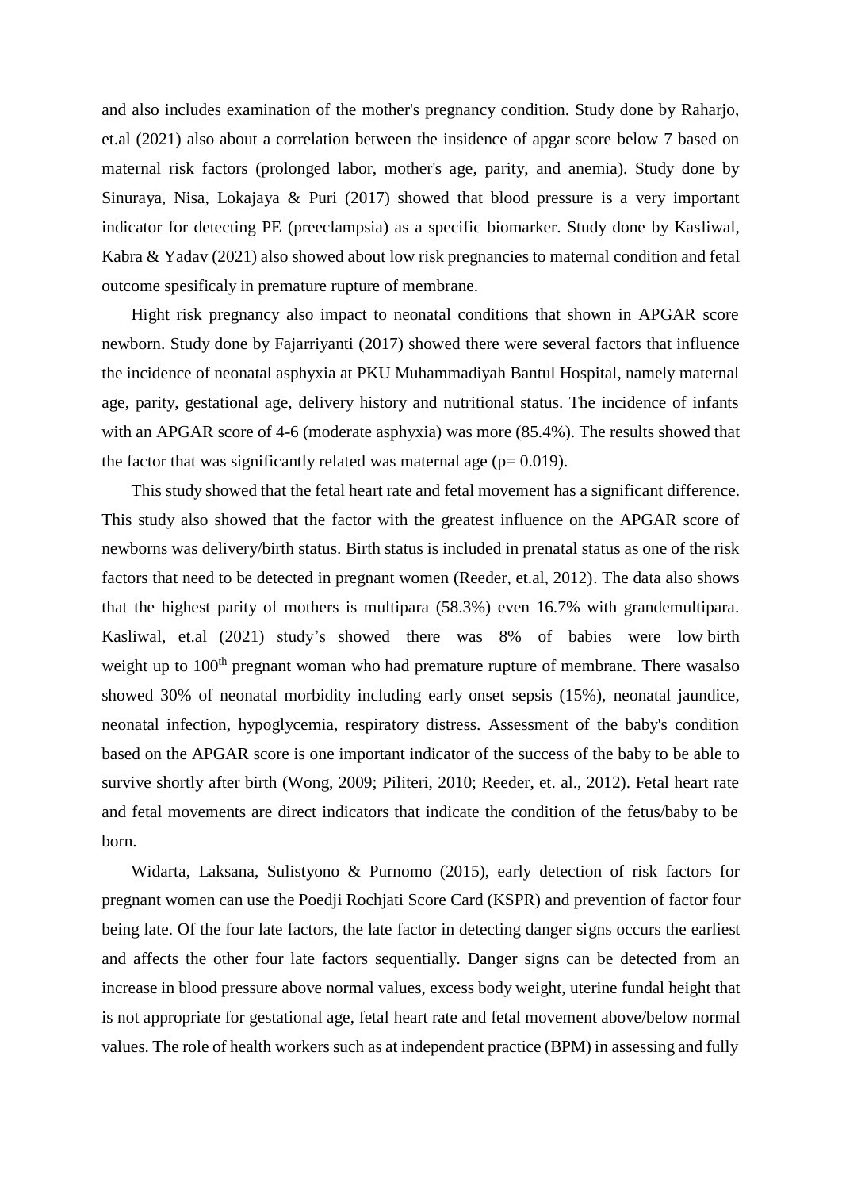and also includes examination of the mother's pregnancy condition. Study done by Raharjo, et.al (2021) also about a correlation between the insidence of apgar score below 7 based on maternal risk factors (prolonged labor, mother's age, parity, and anemia). Study done by Sinuraya, Nisa, Lokajaya & Puri (2017) showed that blood pressure is a very important indicator for detecting PE (preeclampsia) as a specific biomarker. Study done by Kasliwal, Kabra & Yadav (2021) also showed about low risk pregnancies to maternal condition and fetal outcome spesificaly in premature rupture of membrane.

Hight risk pregnancy also impact to neonatal conditions that shown in APGAR score newborn. Study done by Fajarriyanti (2017) showed there were several factors that influence the incidence of neonatal asphyxia at PKU Muhammadiyah Bantul Hospital, namely maternal age, parity, gestational age, delivery history and nutritional status. The incidence of infants with an APGAR score of 4-6 (moderate asphyxia) was more (85.4%). The results showed that the factor that was significantly related was maternal age (p= 0.019).

This study showed that the fetal heart rate and fetal movement has a significant difference. This study also showed that the factor with the greatest influence on the APGAR score of newborns was delivery/birth status. Birth status is included in prenatal status as one of the risk factors that need to be detected in pregnant women (Reeder, et.al, 2012). The data also shows that the highest parity of mothers is multipara (58.3%) even 16.7% with grandemultipara. Kasliwal, et.al (2021) study's showed there was 8% of babies were low birth weight up to 100th pregnant woman who had premature rupture of membrane. There wasalso showed 30% of neonatal morbidity including early onset sepsis (15%), neonatal jaundice, neonatal infection, hypoglycemia, respiratory distress. Assessment of the baby's condition based on the APGAR score is one important indicator of the success of the baby to be able to survive shortly after birth (Wong, 2009; Piliteri, 2010; Reeder, et. al., 2012). Fetal heart rate and fetal movements are direct indicators that indicate the condition of the fetus/baby to be born.

Widarta, Laksana, Sulistyono & Purnomo (2015), early detection of risk factors for pregnant women can use the Poedji Rochjati Score Card (KSPR) and prevention of factor four being late. Of the four late factors, the late factor in detecting danger signs occurs the earliest and affects the other four late factors sequentially. Danger signs can be detected from an increase in blood pressure above normal values, excess body weight, uterine fundal height that is not appropriate for gestational age, fetal heart rate and fetal movement above/below normal values. The role of health workers such as at independent practice (BPM) in assessing and fully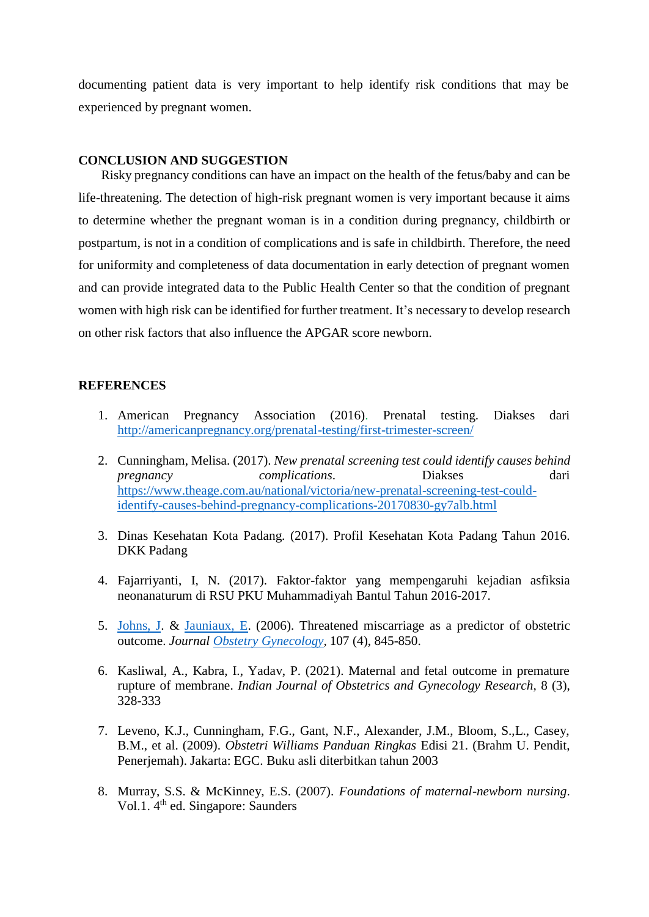documenting patient data is very important to help identify risk conditions that may be experienced by pregnant women.

## CONCLUSION AND SUGGESTION

Risky pregnancy conditions can have an impact on the health of the fetus/baby and can be life-threatening. The detection of high-risk pregnant women is very important because it aims to determine whether the pregnant woman is in a condition during pregnancy, childbirth or postpartum, is not in a condition of complications and is safe in childbirth. Therefore, the need for uniformity and completeness of data documentation in early detection of pregnant women and can provide integrated data to the Public Health Center so that the condition of pregnant women with high risk can be identified for further treatment. It's necessary to develop research on other risk factors that also influence the APGAR score newborn.

## REFERENCES

1. American Pregnancy Association (2016). Prenatal testing. Diakses dari http://americanpregnancy.org/prenatal-testing/first-trimester-screen/

2. Cunningham, Melisa. (2017). *New prenatal screening test could identify causes behind pregnancy complications*. Diakses dari https://www.theage.com.au/national/victoria/new-prenatal-screening-test-could-identify-causes-behind-pregnancy-complications-20170830-gy7alb.html

3. Dinas Kesehatan Kota Padang. (2017). Profil Kesehatan Kota Padang Tahun 2016. DKK Padang

4. Fajarriyanti, I, N. (2017). Faktor-faktor yang mempengaruhi kejadian asfiksia neonanaturum di RSU PKU Muhammadiyah Bantul Tahun 2016-2017.

5. Johns, J. & Jauniaux, E. (2006). Threatened miscarriage as a predictor of obstetric outcome. *Journal Obstetry Gynecology*, 107 (4), 845-850.

6. Kasliwal, A., Kabra, I., Yadav, P. (2021). Maternal and fetal outcome in premature rupture of membrane. *Indian Journal of Obstetrics and Gynecology Research*, 8 (3), 328-333

7. Leveno, K.J., Cunningham, F.G., Gant, N.F., Alexander, J.M., Bloom, S.,L., Casey, B.M., et al. (2009). *Obstetri Williams Panduan Ringkas* Edisi 21. (Brahm U. Pendit, Penerjemah). Jakarta: EGC. Buku asli diterbitkan tahun 2003

8. Murray, S.S. & McKinney, E.S. (2007). *Foundations of maternal-newborn nursing*. Vol.1. 4th ed. Singapore: Saunders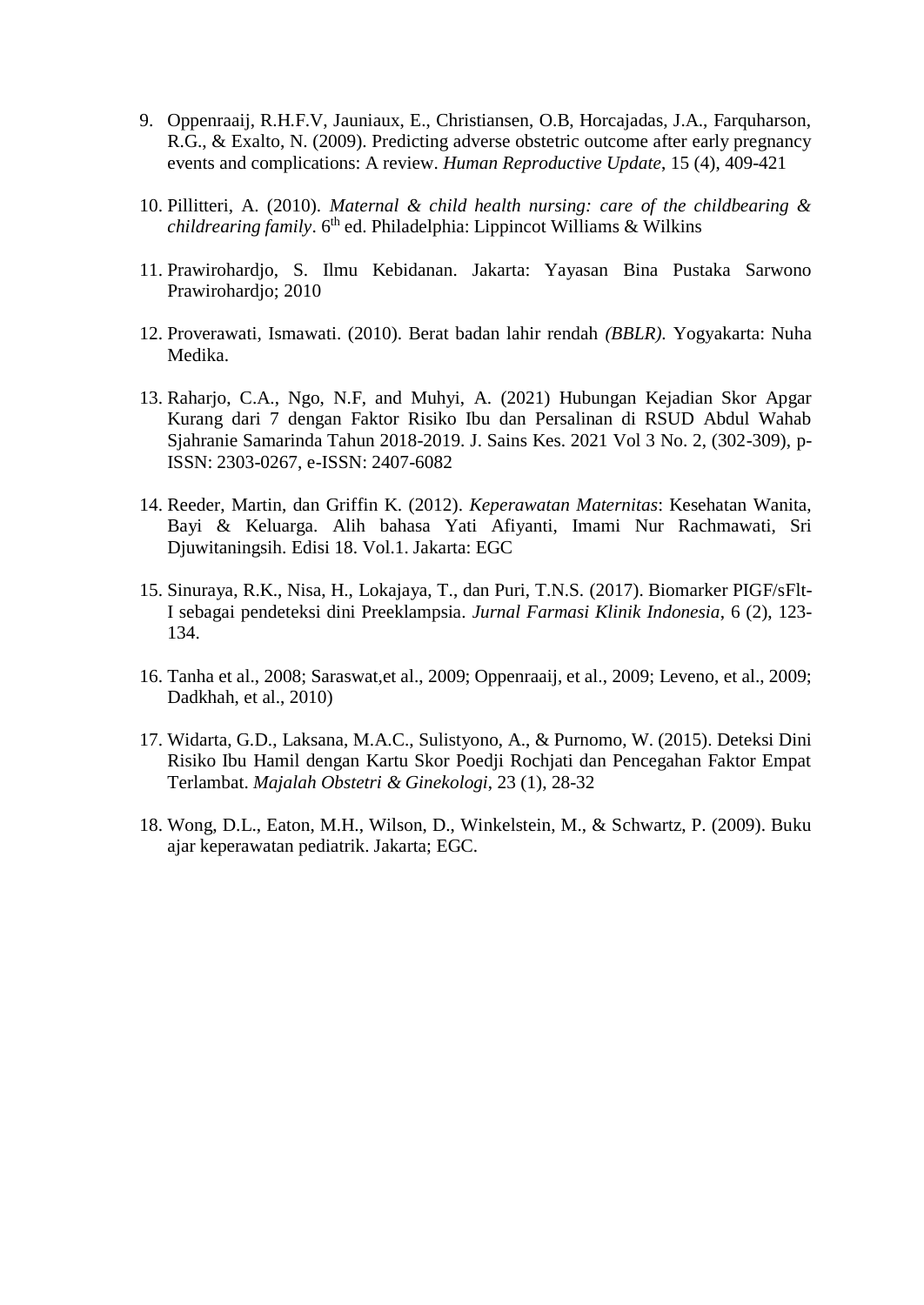9. Oppenraaij, R.H.F.V, Jauniaux, E., Christiansen, O.B, Horcajadas, J.A., Farquharson, R.G., & Exalto, N. (2009). Predicting adverse obstetric outcome after early pregnancy events and complications: A review. *Human Reproductive Update*, 15 (4), 409-421

10. Pillitteri, A. (2010). *Maternal & child health nursing: care of the childbearing & childrearing family*. $6^{th}$ ed. Philadelphia: Lippincot Williams & Wilkins

11. Prawirohardjo, S. Ilmu Kebidanan. Jakarta: Yayasan Bina Pustaka Sarwono Prawirohardjo; 2010

12. Proverawati, Ismawati. (2010). Berat badan lahir rendah *(BBLR).* Yogyakarta: Nuha Medika.

13. Raharjo, C.A., Ngo, N.F, and Muhyi, A. (2021) Hubungan Kejadian Skor Apgar Kurang dari 7 dengan Faktor Risiko Ibu dan Persalinan di RSUD Abdul Wahab Sjahranie Samarinda Tahun 2018-2019. J. Sains Kes. 2021 Vol 3 No. 2, (302-309), p-ISSN: 2303-0267, e-ISSN: 2407-6082

14. Reeder, Martin, dan Griffin K. (2012). *Keperawatan Maternitas*: Kesehatan Wanita, Bayi & Keluarga. Alih bahasa Yati Afiyanti, Imami Nur Rachmawati, Sri Djuwitaningsih. Edisi 18. Vol.1. Jakarta: EGC

15. Sinuraya, R.K., Nisa, H., Lokajaya, T., dan Puri, T.N.S. (2017). Biomarker PIGF/sFlt-I sebagai pendeteksi dini Preeklampsia. *Jurnal Farmasi Klinik Indonesia*, 6 (2), 123-134.

16. Tanha et al., 2008; Saraswat,et al., 2009; Oppenraaij, et al., 2009; Leveno, et al., 2009; Dadkhah, et al., 2010)

17. Widarta, G.D., Laksana, M.A.C., Sulistyono, A., & Purnomo, W. (2015). Deteksi Dini Risiko Ibu Hamil dengan Kartu Skor Poedji Rochjati dan Pencegahan Faktor Empat Terlambat. *Majalah Obstetri & Ginekologi*, 23 (1), 28-32

18. Wong, D.L., Eaton, M.H., Wilson, D., Winkelstein, M., & Schwartz, P. (2009). Buku ajar keperawatan pediatrik. Jakarta; EGC.